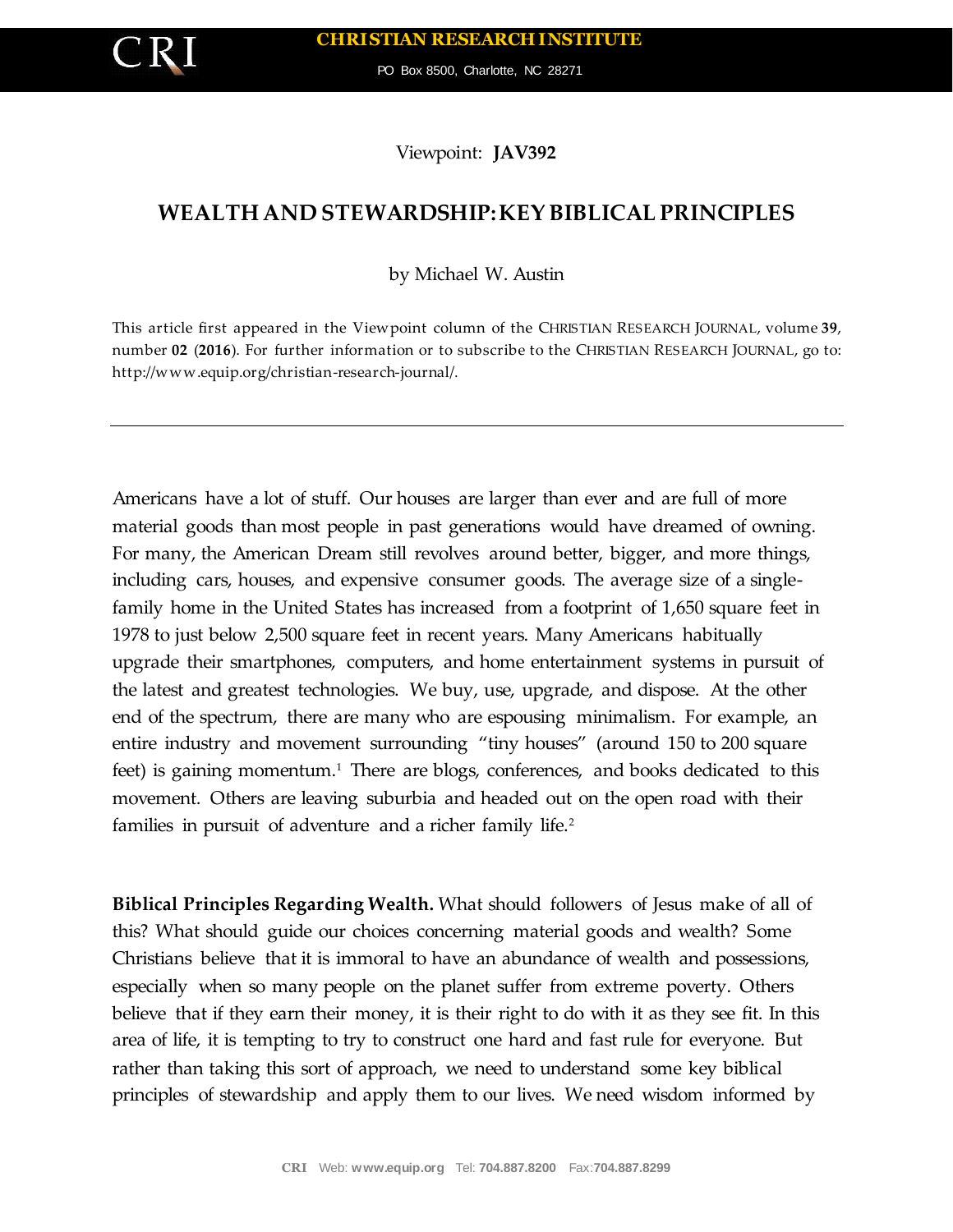CHRISTIAN RESEARCH INSTITUTE

PO Box 8500, Charlotte, NC 28271

Viewpoint: **JAV392**

# WEALTH AND STEWARDSHIP: KEY BIBLICAL PRINCIPLES

by Michael W. Austin

This article first appeared in the Viewpoint column of the CHRISTIAN RESEARCH JOURNAL, volume **39**, number **02** (**2016**). For further information or to subscribe to the CHRISTIAN RESEARCH JOURNAL, go to: http://www.equip.org/christian-research-journal/.

---

Americans have a lot of stuff. Our houses are larger than ever and are full of more material goods than most people in past generations would have dreamed of owning. For many, the American Dream still revolves around better, bigger, and more things, including cars, houses, and expensive consumer goods. The average size of a single-family home in the United States has increased from a footprint of 1,650 square feet in 1978 to just below 2,500 square feet in recent years. Many Americans habitually upgrade their smartphones, computers, and home entertainment systems in pursuit of the latest and greatest technologies. We buy, use, upgrade, and dispose. At the other end of the spectrum, there are many who are espousing minimalism. For example, an entire industry and movement surrounding "tiny houses" (around 150 to 200 square feet) is gaining momentum.[1] There are blogs, conferences, and books dedicated to this movement. Others are leaving suburbia and headed out on the open road with their families in pursuit of adventure and a richer family life.[2]

**Biblical Principles Regarding Wealth.** What should followers of Jesus make of all of this? What should guide our choices concerning material goods and wealth? Some Christians believe that it is immoral to have an abundance of wealth and possessions, especially when so many people on the planet suffer from extreme poverty. Others believe that if they earn their money, it is their right to do with it as they see fit. In this area of life, it is tempting to try to construct one hard and fast rule for everyone. But rather than taking this sort of approach, we need to understand some key biblical principles of stewardship and apply them to our lives. We need wisdom informed by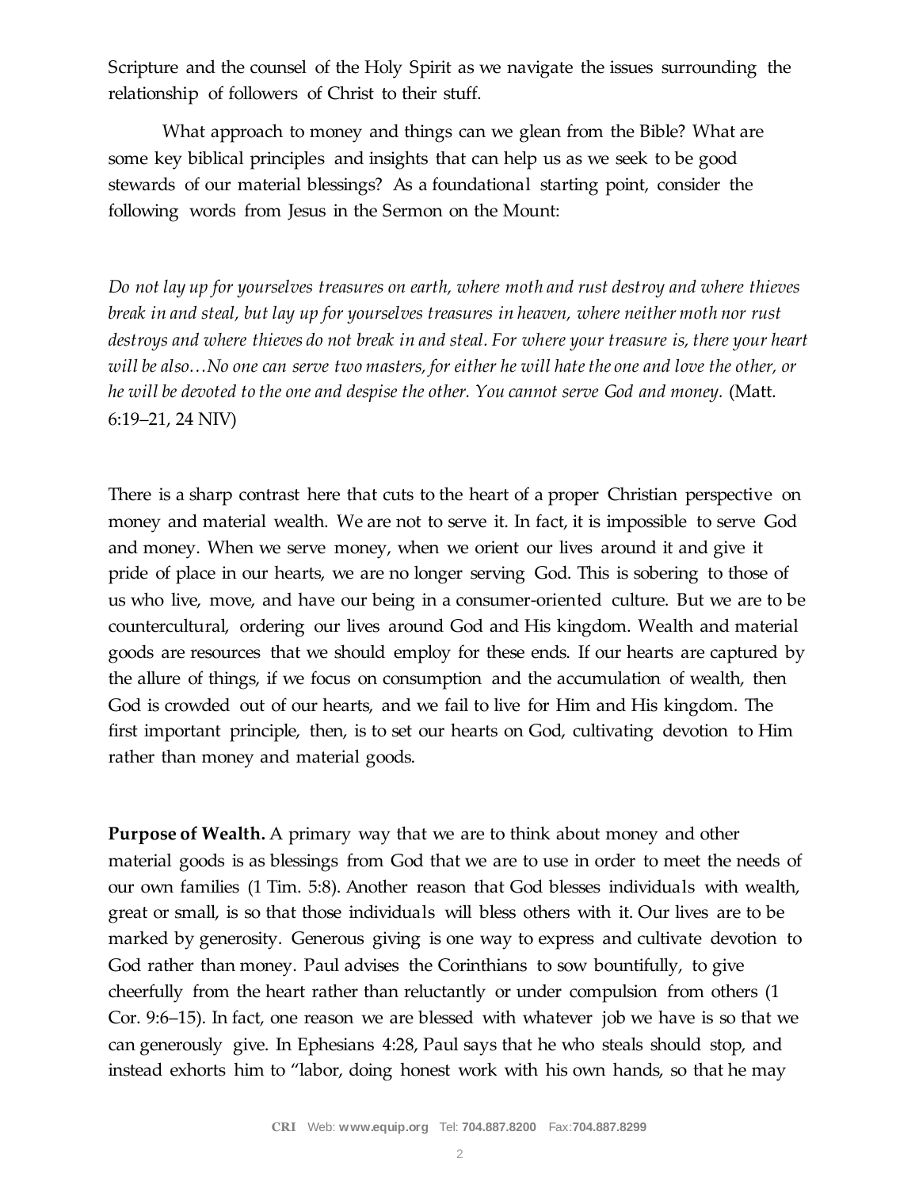Scripture and the counsel of the Holy Spirit as we navigate the issues surrounding the relationship of followers of Christ to their stuff.

What approach to money and things can we glean from the Bible? What are some key biblical principles and insights that can help us as we seek to be good stewards of our material blessings? As a foundational starting point, consider the following words from Jesus in the Sermon on the Mount:

*Do not lay up for yourselves treasures on earth, where moth and rust destroy and where thieves break in and steal, but lay up for yourselves treasures in heaven, where neither moth nor rust destroys and where thieves do not break in and steal. For where your treasure is, there your heart will be also…No one can serve two masters, for either he will hate the one and love the other, or he will be devoted to the one and despise the other. You cannot serve God and money.* (Matt. 6:19–21, 24 NIV)

There is a sharp contrast here that cuts to the heart of a proper Christian perspective on money and material wealth. We are not to serve it. In fact, it is impossible to serve God and money. When we serve money, when we orient our lives around it and give it pride of place in our hearts, we are no longer serving God. This is sobering to those of us who live, move, and have our being in a consumer-oriented culture. But we are to be countercultural, ordering our lives around God and His kingdom. Wealth and material goods are resources that we should employ for these ends. If our hearts are captured by the allure of things, if we focus on consumption and the accumulation of wealth, then God is crowded out of our hearts, and we fail to live for Him and His kingdom. The first important principle, then, is to set our hearts on God, cultivating devotion to Him rather than money and material goods.

**Purpose of Wealth.** A primary way that we are to think about money and other material goods is as blessings from God that we are to use in order to meet the needs of our own families (1 Tim. 5:8). Another reason that God blesses individuals with wealth, great or small, is so that those individuals will bless others with it. Our lives are to be marked by generosity. Generous giving is one way to express and cultivate devotion to God rather than money. Paul advises the Corinthians to sow bountifully, to give cheerfully from the heart rather than reluctantly or under compulsion from others (1 Cor. 9:6–15). In fact, one reason we are blessed with whatever job we have is so that we can generously give. In Ephesians 4:28, Paul says that he who steals should stop, and instead exhorts him to "labor, doing honest work with his own hands, so that he may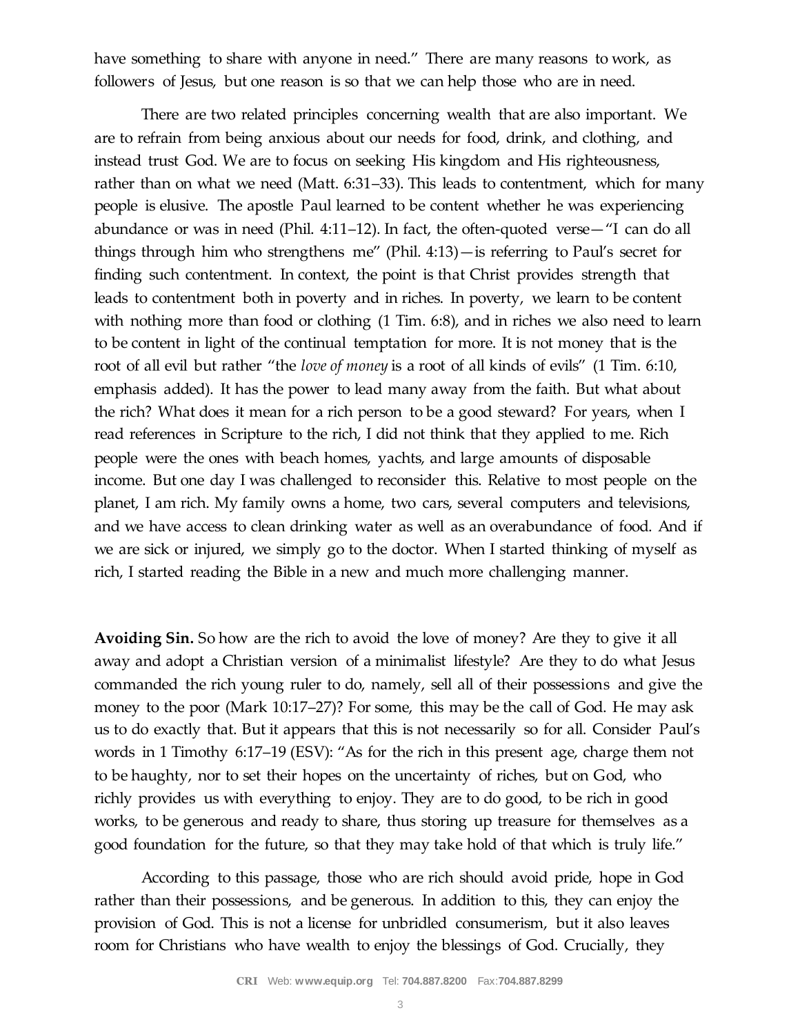have something to share with anyone in need." There are many reasons to work, as followers of Jesus, but one reason is so that we can help those who are in need.

There are two related principles concerning wealth that are also important. We are to refrain from being anxious about our needs for food, drink, and clothing, and instead trust God. We are to focus on seeking His kingdom and His righteousness, rather than on what we need (Matt. 6:31–33). This leads to contentment, which for many people is elusive. The apostle Paul learned to be content whether he was experiencing abundance or was in need (Phil. 4:11–12). In fact, the often-quoted verse—"I can do all things through him who strengthens me" (Phil. 4:13)—is referring to Paul's secret for finding such contentment. In context, the point is that Christ provides strength that leads to contentment both in poverty and in riches. In poverty, we learn to be content with nothing more than food or clothing (1 Tim. 6:8), and in riches we also need to learn to be content in light of the continual temptation for more. It is not money that is the root of all evil but rather "the *love of money* is a root of all kinds of evils" (1 Tim. 6:10, emphasis added). It has the power to lead many away from the faith. But what about the rich? What does it mean for a rich person to be a good steward? For years, when I read references in Scripture to the rich, I did not think that they applied to me. Rich people were the ones with beach homes, yachts, and large amounts of disposable income. But one day I was challenged to reconsider this. Relative to most people on the planet, I am rich. My family owns a home, two cars, several computers and televisions, and we have access to clean drinking water as well as an overabundance of food. And if we are sick or injured, we simply go to the doctor. When I started thinking of myself as rich, I started reading the Bible in a new and much more challenging manner.

**Avoiding Sin.** So how are the rich to avoid the love of money? Are they to give it all away and adopt a Christian version of a minimalist lifestyle? Are they to do what Jesus commanded the rich young ruler to do, namely, sell all of their possessions and give the money to the poor (Mark 10:17–27)? For some, this may be the call of God. He may ask us to do exactly that. But it appears that this is not necessarily so for all. Consider Paul's words in 1 Timothy 6:17–19 (ESV): "As for the rich in this present age, charge them not to be haughty, nor to set their hopes on the uncertainty of riches, but on God, who richly provides us with everything to enjoy. They are to do good, to be rich in good works, to be generous and ready to share, thus storing up treasure for themselves as a good foundation for the future, so that they may take hold of that which is truly life."

According to this passage, those who are rich should avoid pride, hope in God rather than their possessions, and be generous. In addition to this, they can enjoy the provision of God. This is not a license for unbridled consumerism, but it also leaves room for Christians who have wealth to enjoy the blessings of God. Crucially, they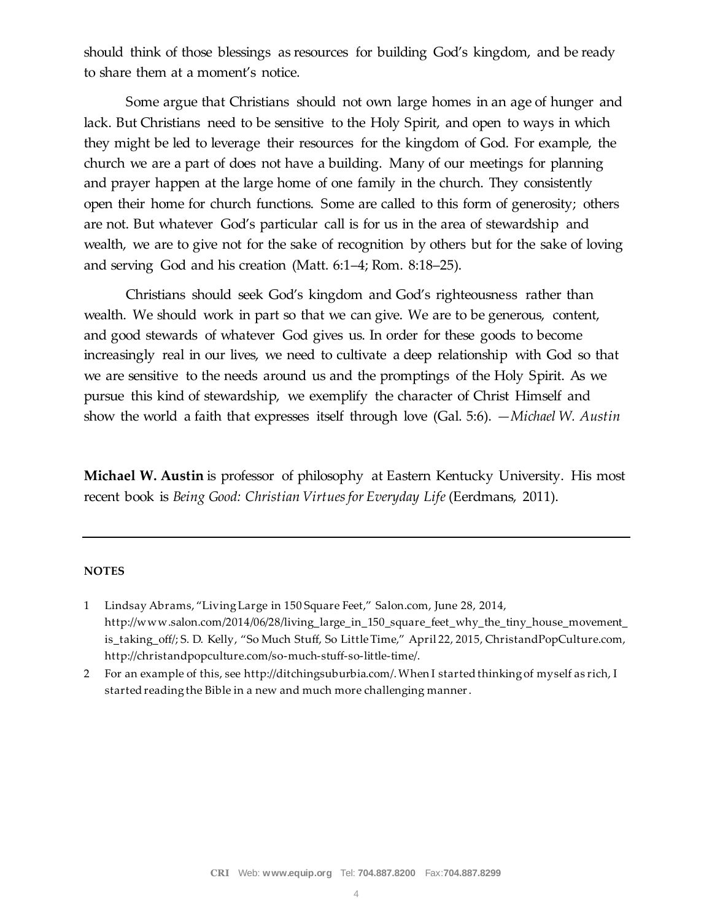should think of those blessings as resources for building God's kingdom, and be ready to share them at a moment's notice.

Some argue that Christians should not own large homes in an age of hunger and lack. But Christians need to be sensitive to the Holy Spirit, and open to ways in which they might be led to leverage their resources for the kingdom of God. For example, the church we are a part of does not have a building. Many of our meetings for planning and prayer happen at the large home of one family in the church. They consistently open their home for church functions. Some are called to this form of generosity; others are not. But whatever God's particular call is for us in the area of stewardship and wealth, we are to give not for the sake of recognition by others but for the sake of loving and serving God and his creation (Matt. 6:1–4; Rom. 8:18–25).

Christians should seek God's kingdom and God's righteousness rather than wealth. We should work in part so that we can give. We are to be generous, content, and good stewards of whatever God gives us. In order for these goods to become increasingly real in our lives, we need to cultivate a deep relationship with God so that we are sensitive to the needs around us and the promptings of the Holy Spirit. As we pursue this kind of stewardship, we exemplify the character of Christ Himself and show the world a faith that expresses itself through love (Gal. 5:6). —*Michael W. Austin*

**Michael W. Austin** is professor of philosophy at Eastern Kentucky University. His most recent book is *Being Good: Christian Virtues for Everyday Life* (Eerdmans, 2011).

---

**NOTES**

1. Lindsay Abrams, "Living Large in 150 Square Feet," Salon.com, June 28, 2014, http://www.salon.com/2014/06/28/living_large_in_150_square_feet_why_the_tiny_house_movement_is_taking_off/; S. D. Kelly, "So Much Stuff, So Little Time," April 22, 2015, ChristandPopCulture.com, http://christandpopculture.com/so-much-stuff-so-little-time/.
2. For an example of this, see http://ditchingsuburbia.com/. When I started thinking of myself as rich, I started reading the Bible in a new and much more challenging manner.